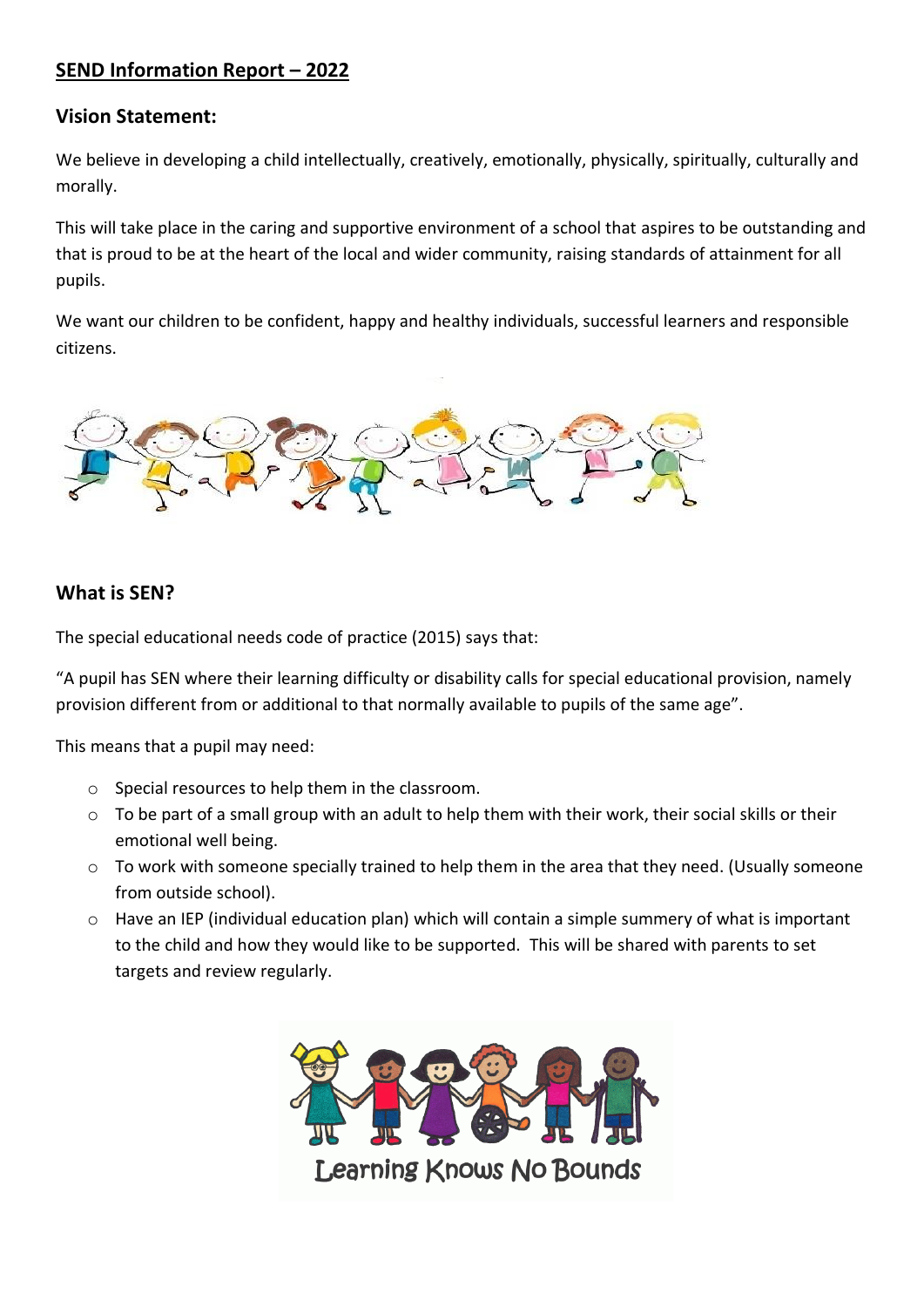# **SEND Information Report – 2022**

## Vision Statement:

We believe in developing a child intellectually, creatively, emotionally, physically, spiritually, culturally and morally.

This will take place in the caring and supportive environment of a school that aspires to be outstanding and that is proud to be at the heart of the local and wider community, raising standards of attainment for all pupils.

We want our children to be confident, happy and healthy individuals, successful learners and responsible citizens.

## What is SEN?

The special educational needs code of practice (2015) says that:

"A pupil has SEN where their learning difficulty or disability calls for special educational provision, namely provision different from or additional to that normally available to pupils of the same age".

This means that a pupil may need:

- Special resources to help them in the classroom.
- To be part of a small group with an adult to help them with their work, their social skills or their emotional well being.
- To work with someone specially trained to help them in the area that they need. (Usually someone from outside school).
- Have an IEP (individual education plan) which will contain a simple summery of what is important to the child and how they would like to be supported. This will be shared with parents to set targets and review regularly.

Learning Knows No Bounds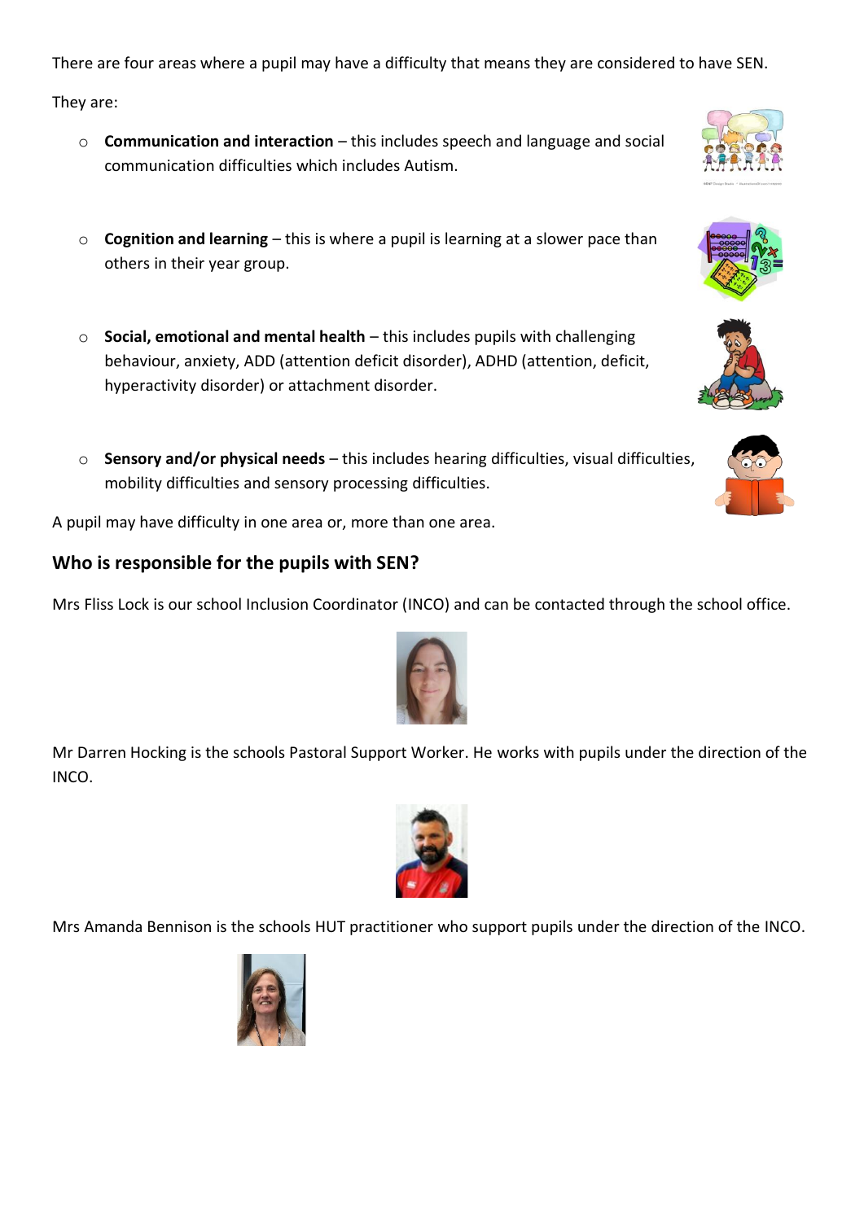There are four areas where a pupil may have a difficulty that means they are considered to have SEN.

They are:

- **Communication and interaction** – this includes speech and language and social communication difficulties which includes Autism.
- **Cognition and learning** – this is where a pupil is learning at a slower pace than others in their year group.
- **Social, emotional and mental health** – this includes pupils with challenging behaviour, anxiety, ADD (attention deficit disorder), ADHD (attention, deficit, hyperactivity disorder) or attachment disorder.
- **Sensory and/or physical needs** – this includes hearing difficulties, visual difficulties, mobility difficulties and sensory processing difficulties.

A pupil may have difficulty in one area or, more than one area.

## Who is responsible for the pupils with SEN?

Mrs Fliss Lock is our school Inclusion Coordinator (INCO) and can be contacted through the school office.

Mr Darren Hocking is the schools Pastoral Support Worker. He works with pupils under the direction of the INCO.

Mrs Amanda Bennison is the schools HUT practitioner who support pupils under the direction of the INCO.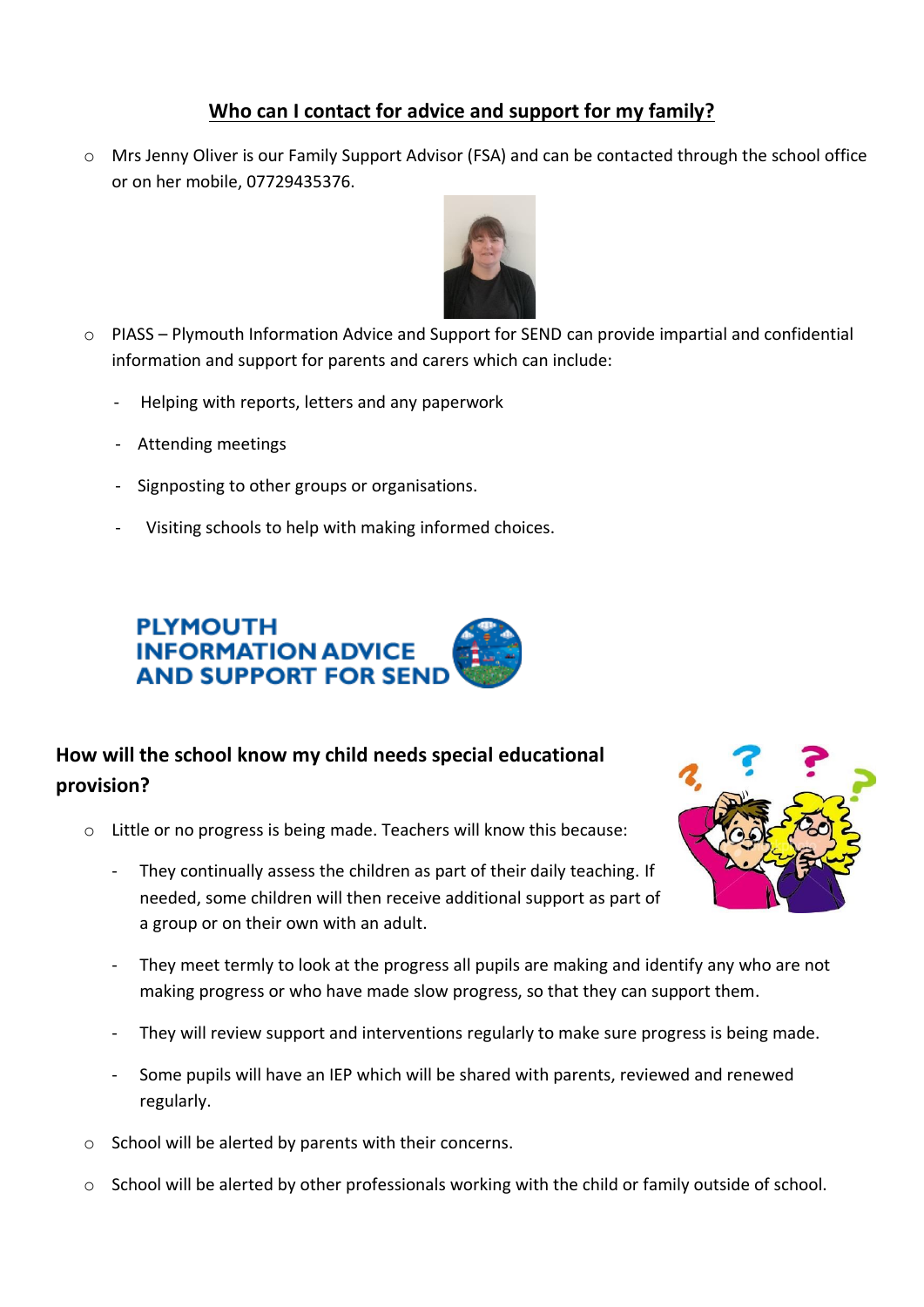## Who can I contact for advice and support for my family?

- Mrs Jenny Oliver is our Family Support Advisor (FSA) and can be contacted through the school office or on her mobile, 07729435376.

- PIASS – Plymouth Information Advice and Support for SEND can provide impartial and confidential information and support for parents and carers which can include:
  - Helping with reports, letters and any paperwork
  - Attending meetings
  - Signposting to other groups or organisations.
  - Visiting schools to help with making informed choices.

PLYMOUTH INFORMATION ADVICE AND SUPPORT FOR SEND

### How will the school know my child needs special educational provision?

- Little or no progress is being made. Teachers will know this because:
  - They continually assess the children as part of their daily teaching. If needed, some children will then receive additional support as part of a group or on their own with an adult.
  - They meet termly to look at the progress all pupils are making and identify any who are not making progress or who have made slow progress, so that they can support them.
  - They will review support and interventions regularly to make sure progress is being made.
  - Some pupils will have an IEP which will be shared with parents, reviewed and renewed regularly.
- School will be alerted by parents with their concerns.
- School will be alerted by other professionals working with the child or family outside of school.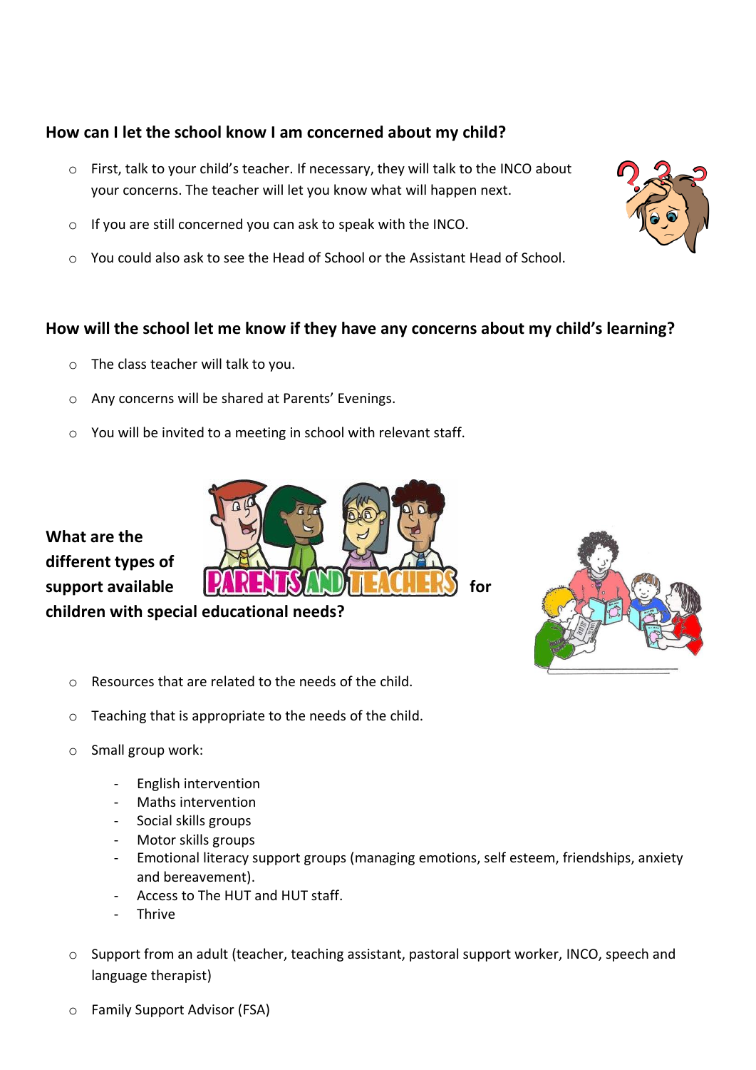## How can I let the school know I am concerned about my child?

- First, talk to your child's teacher. If necessary, they will talk to the INCO about your concerns. The teacher will let you know what will happen next.
- If you are still concerned you can ask to speak with the INCO.
- You could also ask to see the Head of School or the Assistant Head of School.

## How will the school let me know if they have any concerns about my child's learning?

- The class teacher will talk to you.
- Any concerns will be shared at Parents' Evenings.
- You will be invited to a meeting in school with relevant staff.

## What are the different types of support available for children with special educational needs?

- Resources that are related to the needs of the child.
- Teaching that is appropriate to the needs of the child.
- Small group work:
  - English intervention
  - Maths intervention
  - Social skills groups
  - Motor skills groups
  - Emotional literacy support groups (managing emotions, self esteem, friendships, anxiety and bereavement).
  - Access to The HUT and HUT staff.
  - Thrive
- Support from an adult (teacher, teaching assistant, pastoral support worker, INCO, speech and language therapist)
- Family Support Advisor (FSA)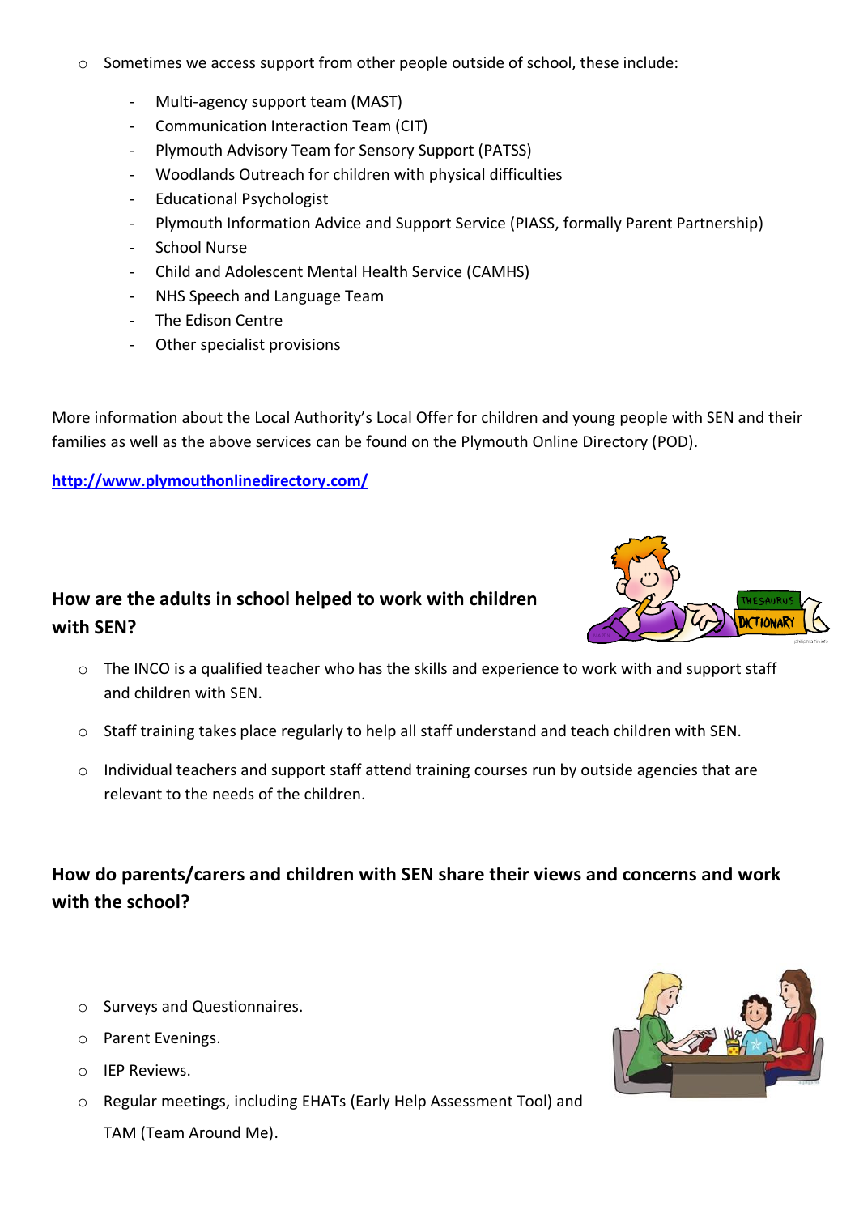- Sometimes we access support from other people outside of school, these include:
  - Multi-agency support team (MAST)
  - Communication Interaction Team (CIT)
  - Plymouth Advisory Team for Sensory Support (PATSS)
  - Woodlands Outreach for children with physical difficulties
  - Educational Psychologist
  - Plymouth Information Advice and Support Service (PIASS, formally Parent Partnership)
  - School Nurse
  - Child and Adolescent Mental Health Service (CAMHS)
  - NHS Speech and Language Team
  - The Edison Centre
  - Other specialist provisions

More information about the Local Authority's Local Offer for children and young people with SEN and their families as well as the above services can be found on the Plymouth Online Directory (POD).

**http://www.plymouthonlinedirectory.com/**

## How are the adults in school helped to work with children with SEN?

- The INCO is a qualified teacher who has the skills and experience to work with and support staff and children with SEN.
- Staff training takes place regularly to help all staff understand and teach children with SEN.
- Individual teachers and support staff attend training courses run by outside agencies that are relevant to the needs of the children.

## How do parents/carers and children with SEN share their views and concerns and work with the school?

- Surveys and Questionnaires.
- Parent Evenings.
- IEP Reviews.
- Regular meetings, including EHATs (Early Help Assessment Tool) and TAM (Team Around Me).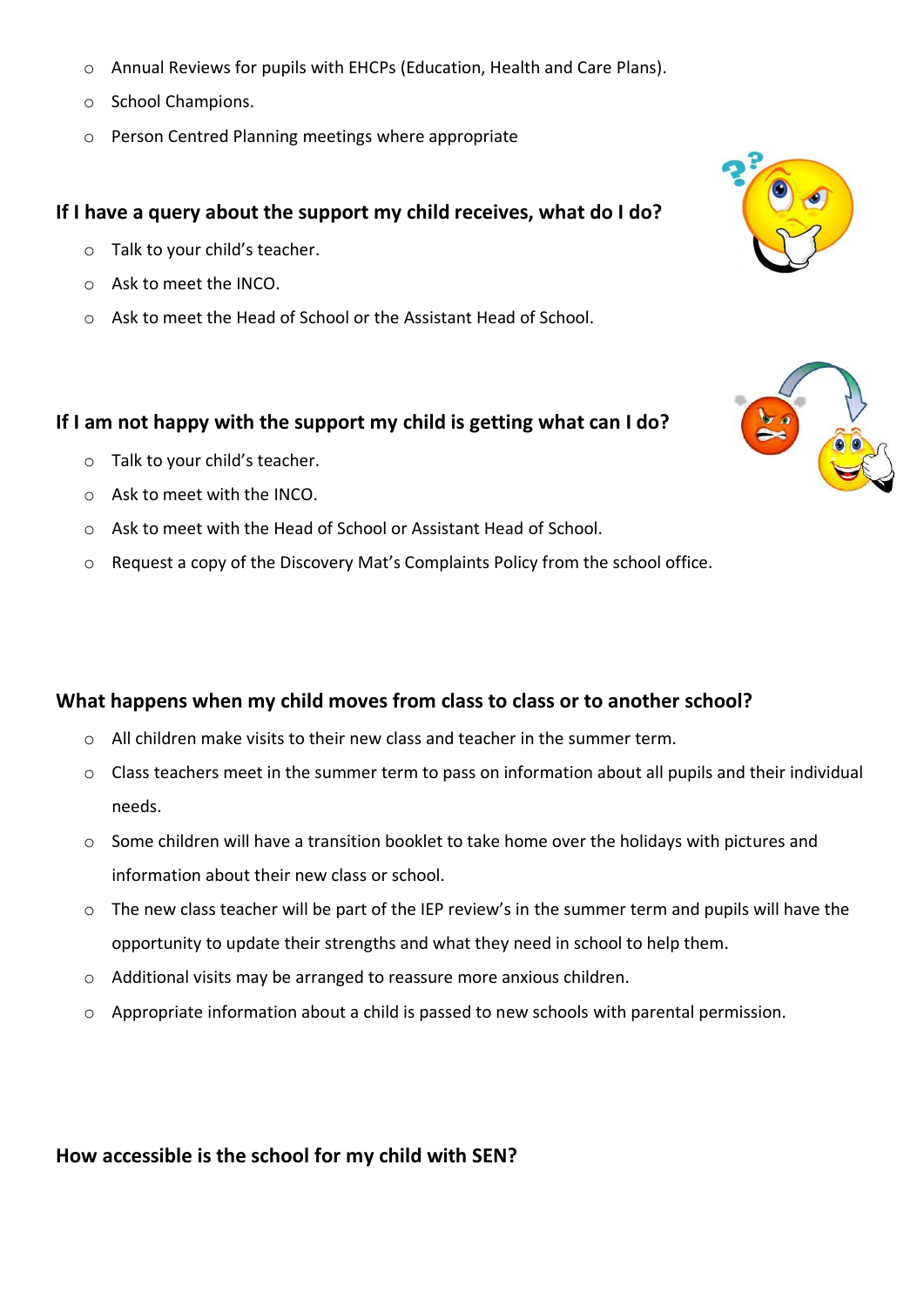- Annual Reviews for pupils with EHCPs (Education, Health and Care Plans).
- School Champions.
- Person Centred Planning meetings where appropriate

### If I have a query about the support my child receives, what do I do?

- Talk to your child's teacher.
- Ask to meet the INCO.
- Ask to meet the Head of School or the Assistant Head of School.

### If I am not happy with the support my child is getting what can I do?

- Talk to your child's teacher.
- Ask to meet with the INCO.
- Ask to meet with the Head of School or Assistant Head of School.
- Request a copy of the Discovery Mat's Complaints Policy from the school office.

### What happens when my child moves from class to class or to another school?

- All children make visits to their new class and teacher in the summer term.
- Class teachers meet in the summer term to pass on information about all pupils and their individual needs.
- Some children will have a transition booklet to take home over the holidays with pictures and information about their new class or school.
- The new class teacher will be part of the IEP review's in the summer term and pupils will have the opportunity to update their strengths and what they need in school to help them.
- Additional visits may be arranged to reassure more anxious children.
- Appropriate information about a child is passed to new schools with parental permission.

### How accessible is the school for my child with SEN?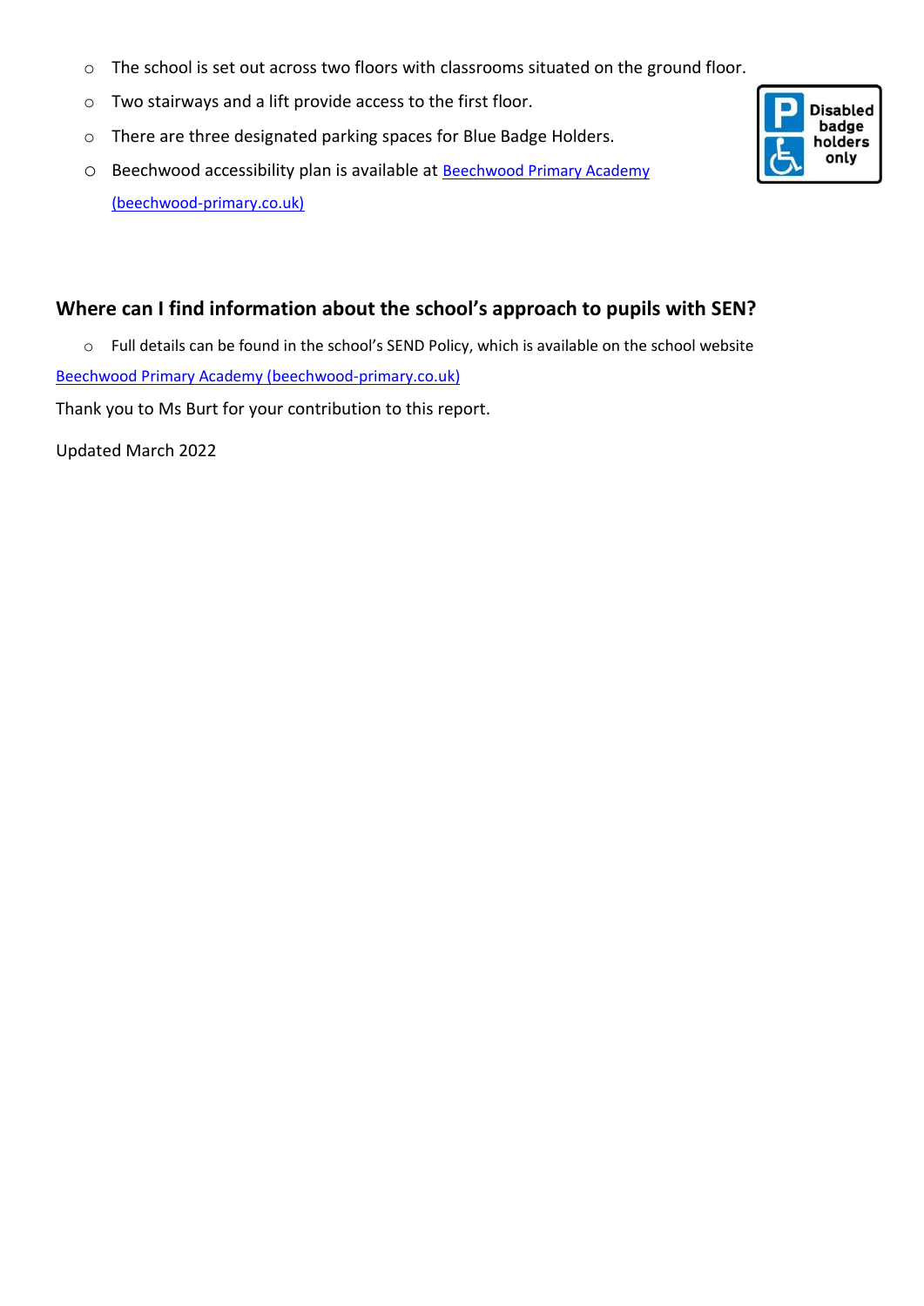- The school is set out across two floors with classrooms situated on the ground floor.
- Two stairways and a lift provide access to the first floor.
- There are three designated parking spaces for Blue Badge Holders.
- Beechwood accessibility plan is available at Beechwood Primary Academy (beechwood-primary.co.uk)

Disabled badge holders only

## Where can I find information about the school's approach to pupils with SEN?

- Full details can be found in the school's SEND Policy, which is available on the school website

Beechwood Primary Academy (beechwood-primary.co.uk)

Thank you to Ms Burt for your contribution to this report.

Updated March 2022